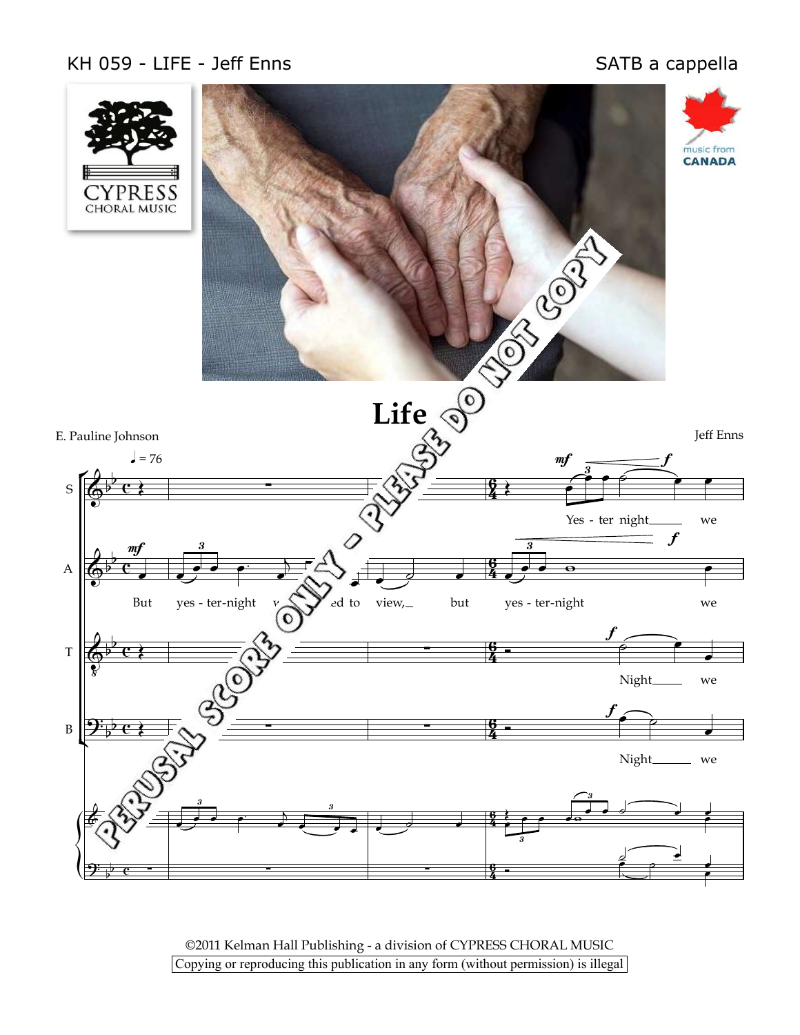KH 059 - LIFE - Jeff Enns

SATB a cappella

CYPRESS CHORAL MUSIC

music from CANADA

# Life

E. Pauline Johnson

Jeff Enns

♩ = 76

S: Yes - ter night___ we

A: But yes - ter-night w... ...ed to view,___ but yes - ter-night we

T: Night___ we

B: Night___ we

PERUSAL SCORE ONLY - PLEASE DO NOT COPY

©2011 Kelman Hall Publishing - a division of CYPRESS CHORAL MUSIC

Copying or reproducing this publication in any form (without permission) is illegal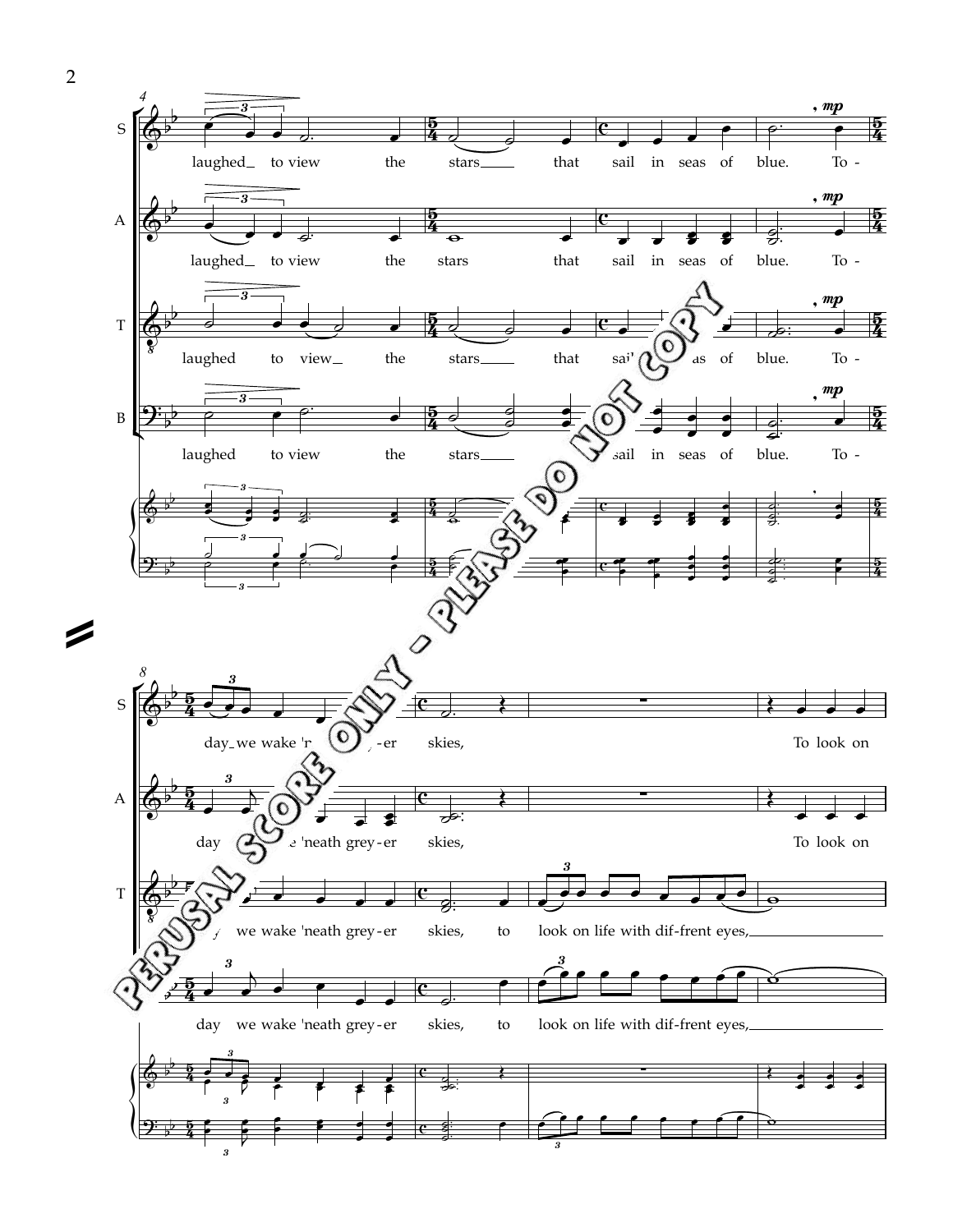PERUSAL SCORE ONLY - PLEASE DO NOT COPY

S: laughed_ to view the stars___ that sail in seas of blue. To -

A: laughed_ to view the stars that sail in seas of blue. To -

T: laughed to view_ the stars___ that sail in seas of blue. To -

B: laughed to view the stars___ that sail in seas of blue. To -

S: day_ we wake 'neath grey - er skies, To look on

A: day we wake 'neath grey - er skies, To look on

T: day we wake 'neath grey - er skies, to look on life with dif-frent eyes,___

B: day we wake 'neath grey - er skies, to look on life with dif-frent eyes,___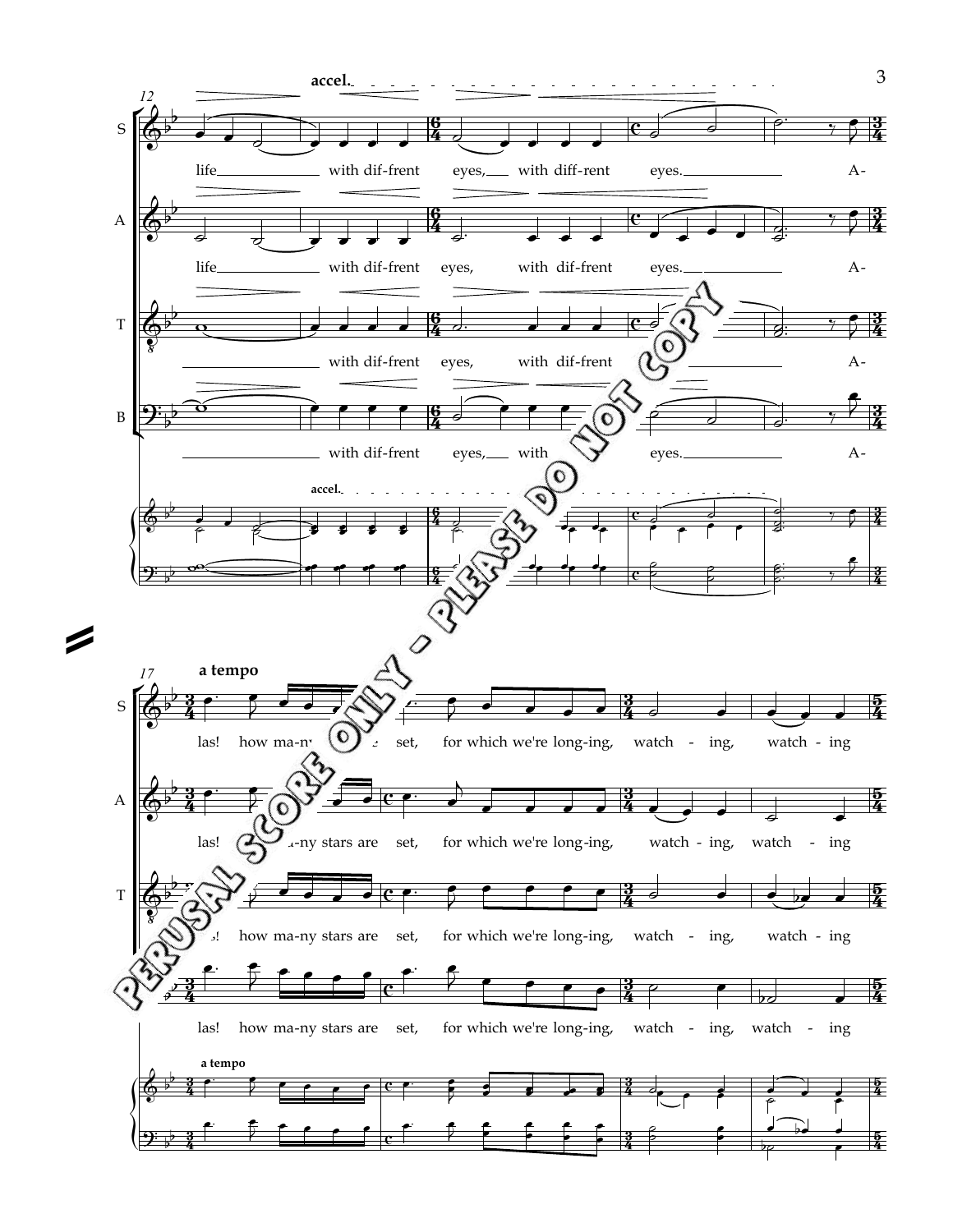**accel.**

S: life with dif-frent eyes, with diff-rent eyes. A-

A: life with dif-frent eyes, with dif-frent eyes. A-

T: with dif-frent eyes, with dif-frent A-

B: with dif-frent eyes, with eyes. A-

**accel.**

**a tempo**

S: las! how ma-ny set, for which we're long-ing, watch - ing, watch - ing

A: las! ma-ny stars are set, for which we're long-ing, watch - ing, watch - ing

T: how ma-ny stars are set, for which we're long-ing, watch - ing, watch - ing

B: las! how ma-ny stars are set, for which we're long-ing, watch - ing, watch - ing

**a tempo**

PERUSAL SCORE ONLY - PLEASE DO NOT COPY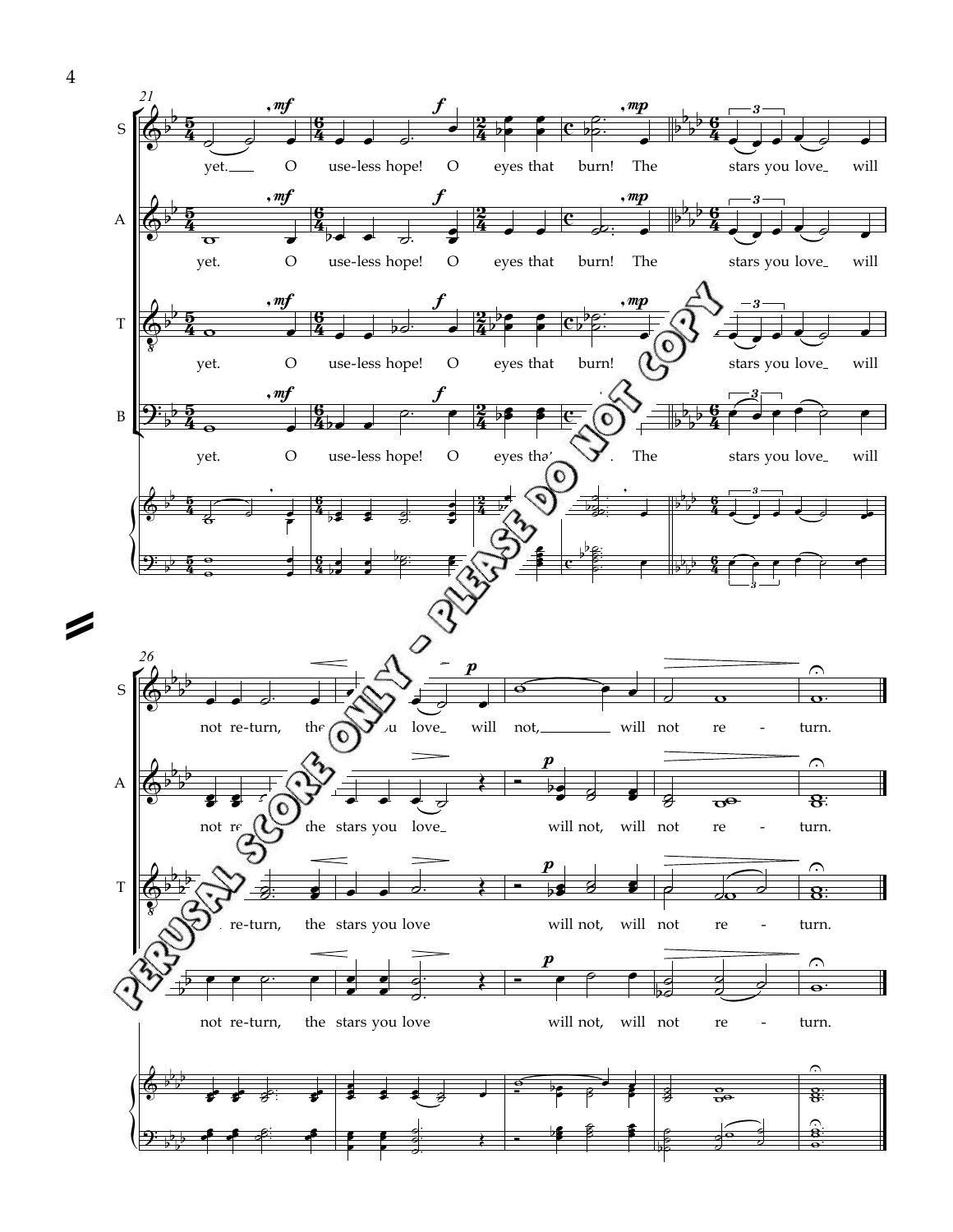21

S: yet. O use-less hope! O eyes that burn! The stars you love will

A: yet. O use-less hope! O eyes that burn! The stars you love will

T: yet. O use-less hope! O eyes that burn! The stars you love will

B: yet. O use-less hope! O eyes that burn! The stars you love will

26

S: not re-turn, the stars you love will not, will not re - turn.

A: not re-turn, the stars you love will not, will not re - turn.

T: not re-turn, the stars you love will not, will not re - turn.

B: not re-turn, the stars you love will not, will not re - turn.

PERUSAL SCORE ONLY - PLEASE DO NOT COPY